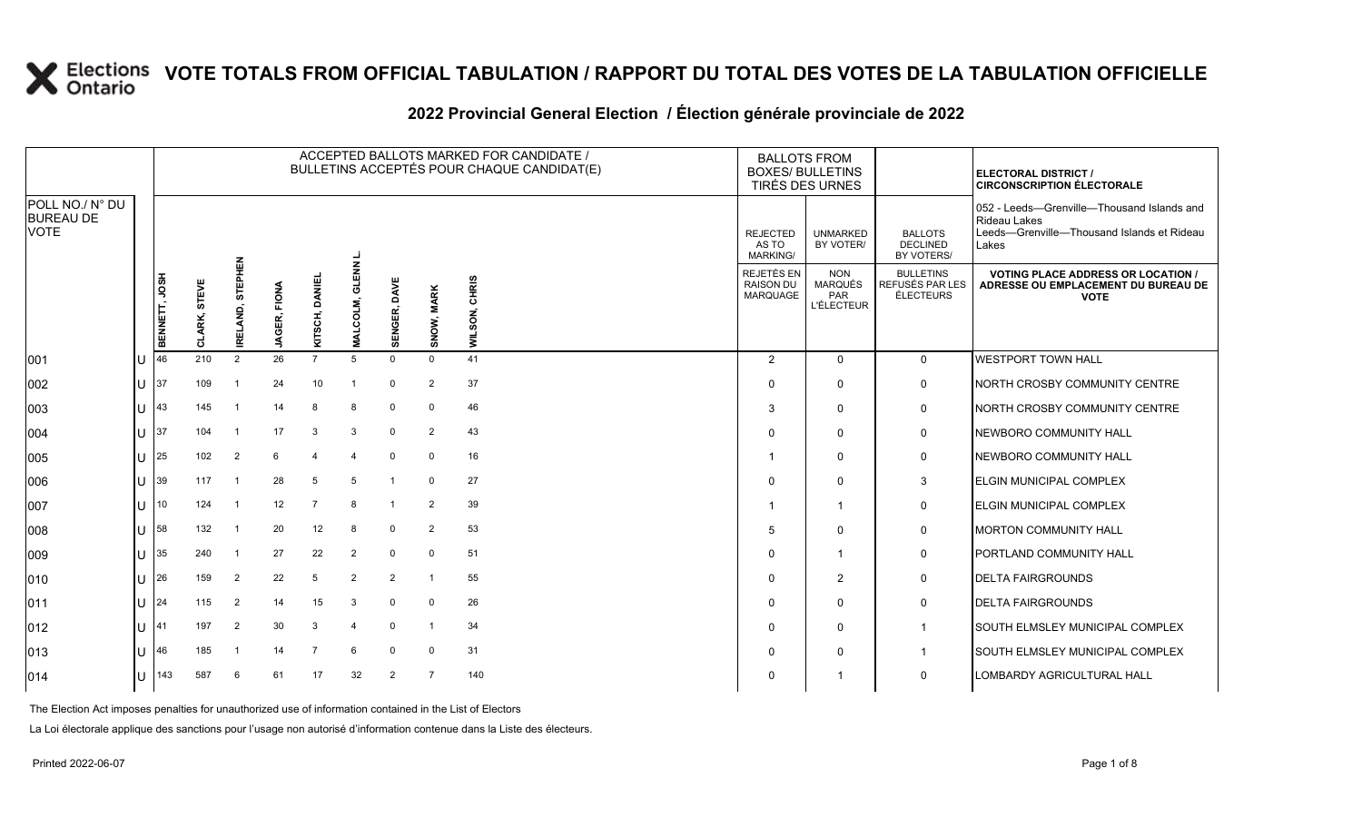# VOTE TOTALS FROM OFFICIAL TABULATION / RAPPORT DU TOTAL DES VOTES DE LA TABULATION OFFICIELLE

## 2022 Provincial General Election / Élection générale provinciale de 2022

| POLL NO./ N° DU BUREAU DE VOTE | | ACCEPTED BALLOTS MARKED FOR CANDIDATE / BULLETINS ACCEPTÉS POUR CHAQUE CANDIDAT(E) | | | | | | | | | BALLOTS FROM BOXES/ BULLETINS TIRÉS DES URNES | | | ELECTORAL DISTRICT / CIRCONSCRIPTION ÉLECTORALE |
|---|---|---|---|---|---|---|---|---|---|---|---|---|---|---|
| | | | | | | | | | | | REJECTED AS TO MARKING/ | UNMARKED BY VOTER/ | BALLOTS DECLINED BY VOTERS/ | 052 - Leeds—Grenville—Thousand Islands and Rideau Lakes / Leeds—Grenville—Thousand Islands et Rideau Lakes |
| | | BENNETT, JOSH | CLARK, STEVE | IRELAND, STEPHEN | JAGER, FIONA | KITSCH, DANIEL | MALCOLM, GLENN L. | SENGER, DAVE | SNOW, MARK | WILSON, CHRIS | REJETÉS EN RAISON DU MARQUAGE | NON MARQUÉS PAR L'ÉLECTEUR | BULLETINS REFUSÉS PAR LES ÉLECTEURS | VOTING PLACE ADDRESS OR LOCATION / ADRESSE OU EMPLACEMENT DU BUREAU DE VOTE |
| 001 | U | 46 | 210 | 2 | 26 | 7 | 5 | 0 | 0 | 41 | 2 | 0 | 0 | WESTPORT TOWN HALL |
| 002 | U | 37 | 109 | 1 | 24 | 10 | 1 | 0 | 2 | 37 | 0 | 0 | 0 | NORTH CROSBY COMMUNITY CENTRE |
| 003 | U | 43 | 145 | 1 | 14 | 8 | 8 | 0 | 0 | 46 | 3 | 0 | 0 | NORTH CROSBY COMMUNITY CENTRE |
| 004 | U | 37 | 104 | 1 | 17 | 3 | 3 | 0 | 2 | 43 | 0 | 0 | 0 | NEWBORO COMMUNITY HALL |
| 005 | U | 25 | 102 | 2 | 6 | 4 | 4 | 0 | 0 | 16 | 1 | 0 | 0 | NEWBORO COMMUNITY HALL |
| 006 | U | 39 | 117 | 1 | 28 | 5 | 5 | 1 | 0 | 27 | 0 | 0 | 3 | ELGIN MUNICIPAL COMPLEX |
| 007 | U | 10 | 124 | 1 | 12 | 7 | 8 | 1 | 2 | 39 | 1 | 1 | 0 | ELGIN MUNICIPAL COMPLEX |
| 008 | U | 58 | 132 | 1 | 20 | 12 | 8 | 0 | 2 | 53 | 5 | 0 | 0 | MORTON COMMUNITY HALL |
| 009 | U | 35 | 240 | 1 | 27 | 22 | 2 | 0 | 0 | 51 | 0 | 1 | 0 | PORTLAND COMMUNITY HALL |
| 010 | U | 26 | 159 | 2 | 22 | 5 | 2 | 2 | 1 | 55 | 0 | 2 | 0 | DELTA FAIRGROUNDS |
| 011 | U | 24 | 115 | 2 | 14 | 15 | 3 | 0 | 0 | 26 | 0 | 0 | 0 | DELTA FAIRGROUNDS |
| 012 | U | 41 | 197 | 2 | 30 | 3 | 4 | 0 | 1 | 34 | 0 | 0 | 1 | SOUTH ELMSLEY MUNICIPAL COMPLEX |
| 013 | U | 46 | 185 | 1 | 14 | 7 | 6 | 0 | 0 | 31 | 0 | 0 | 1 | SOUTH ELMSLEY MUNICIPAL COMPLEX |
| 014 | U | 143 | 587 | 6 | 61 | 17 | 32 | 2 | 7 | 140 | 0 | 1 | 0 | LOMBARDY AGRICULTURAL HALL |

The Election Act imposes penalties for unauthorized use of information contained in the List of Electors

La Loi électorale applique des sanctions pour l'usage non autorisé d'information contenue dans la Liste des électeurs.

Printed 2022-06-07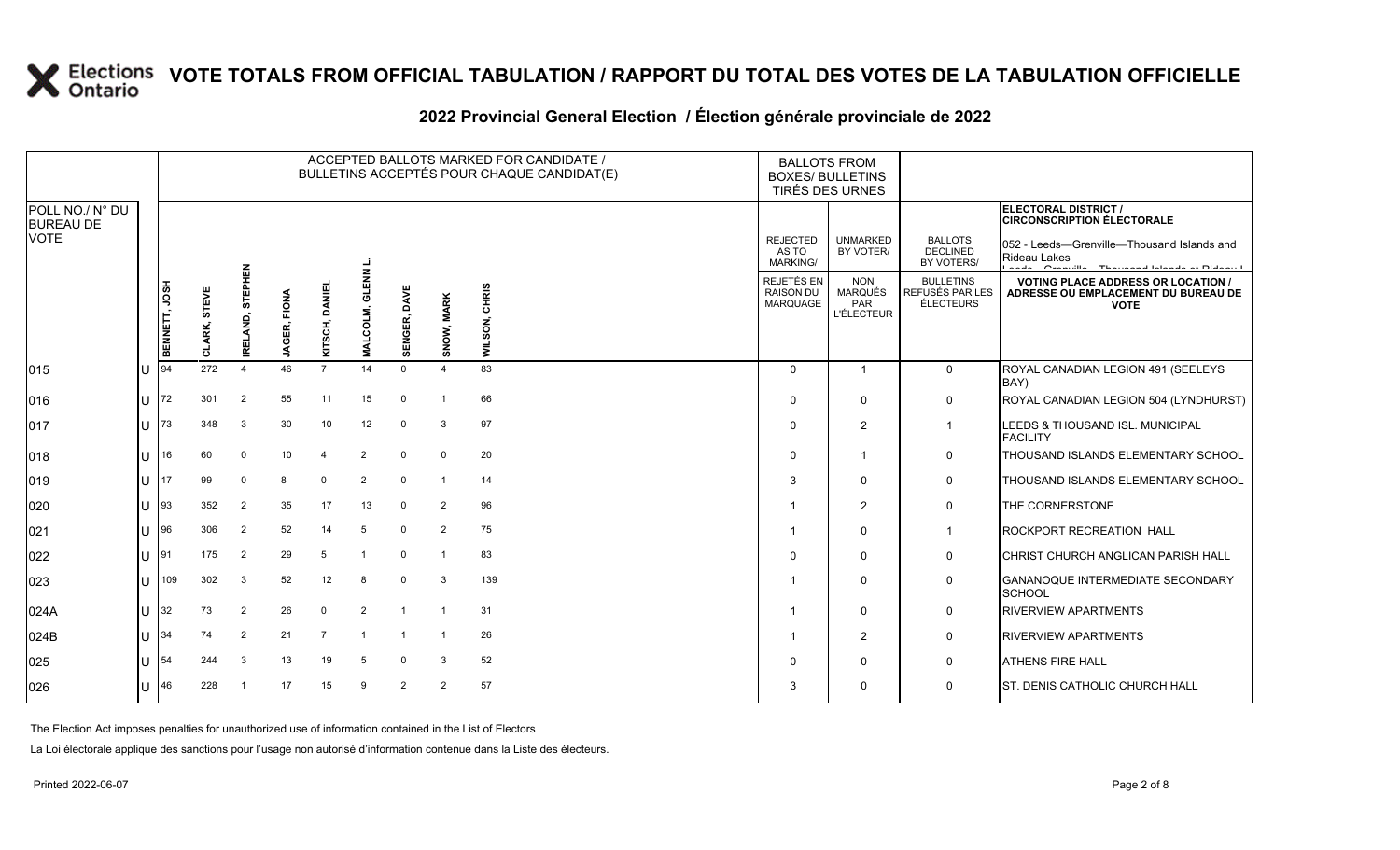# VOTE TOTALS FROM OFFICIAL TABULATION / RAPPORT DU TOTAL DES VOTES DE LA TABULATION OFFICIELLE

## 2022 Provincial General Election / Élection générale provinciale de 2022

ELECTORAL DISTRICT / CIRCONSCRIPTION ÉLECTORALE: 052 - Leeds—Grenville—Thousand Islands and Rideau Lakes

| POLL NO./ N° DU BUREAU DE VOTE | | BENNETT, JOSH | CLARK, STEVE | IRELAND, STEPHEN | JAGER, FIONA | KITSCH, DANIEL | MALCOLM, GLENN L. | SENGER, DAVE | SNOW, MARK | WILSON, CHRIS | REJECTED AS TO MARKING/ REJETÉS EN RAISON DU MARQUAGE | UNMARKED BY VOTER/ NON MARQUÉS PAR L'ÉLECTEUR | BALLOTS DECLINED BY VOTERS/ BULLETINS REFUSÉS PAR LES ÉLECTEURS | VOTING PLACE ADDRESS OR LOCATION / ADRESSE OU EMPLACEMENT DU BUREAU DE VOTE |
|---|---|---|---|---|---|---|---|---|---|---|---|---|---|---|
| 015 | U | 94 | 272 | 4 | 46 | 7 | 14 | 0 | 4 | 83 | 0 | 1 | 0 | ROYAL CANADIAN LEGION 491 (SEELEYS BAY) |
| 016 | U | 72 | 301 | 2 | 55 | 11 | 15 | 0 | 1 | 66 | 0 | 0 | 0 | ROYAL CANADIAN LEGION 504 (LYNDHURST) |
| 017 | U | 73 | 348 | 3 | 30 | 10 | 12 | 0 | 3 | 97 | 0 | 2 | 1 | LEEDS & THOUSAND ISL. MUNICIPAL FACILITY |
| 018 | U | 16 | 60 | 0 | 10 | 4 | 2 | 0 | 0 | 20 | 0 | 1 | 0 | THOUSAND ISLANDS ELEMENTARY SCHOOL |
| 019 | U | 17 | 99 | 0 | 8 | 0 | 2 | 0 | 1 | 14 | 3 | 0 | 0 | THOUSAND ISLANDS ELEMENTARY SCHOOL |
| 020 | U | 93 | 352 | 2 | 35 | 17 | 13 | 0 | 2 | 96 | 1 | 2 | 0 | THE CORNERSTONE |
| 021 | U | 96 | 306 | 2 | 52 | 14 | 5 | 0 | 2 | 75 | 1 | 0 | 1 | ROCKPORT RECREATION HALL |
| 022 | U | 91 | 175 | 2 | 29 | 5 | 1 | 0 | 1 | 83 | 0 | 0 | 0 | CHRIST CHURCH ANGLICAN PARISH HALL |
| 023 | U | 109 | 302 | 3 | 52 | 12 | 8 | 0 | 3 | 139 | 1 | 0 | 0 | GANANOQUE INTERMEDIATE SECONDARY SCHOOL |
| 024A | U | 32 | 73 | 2 | 26 | 0 | 2 | 1 | 1 | 31 | 1 | 0 | 0 | RIVERVIEW APARTMENTS |
| 024B | U | 34 | 74 | 2 | 21 | 7 | 1 | 1 | 1 | 26 | 1 | 2 | 0 | RIVERVIEW APARTMENTS |
| 025 | U | 54 | 244 | 3 | 13 | 19 | 5 | 0 | 3 | 52 | 0 | 0 | 0 | ATHENS FIRE HALL |
| 026 | U | 46 | 228 | 1 | 17 | 15 | 9 | 2 | 2 | 57 | 3 | 0 | 0 | ST. DENIS CATHOLIC CHURCH HALL |

The Election Act imposes penalties for unauthorized use of information contained in the List of Electors

La Loi électorale applique des sanctions pour l'usage non autorisé d'information contenue dans la Liste des électeurs.

Printed 2022-06-07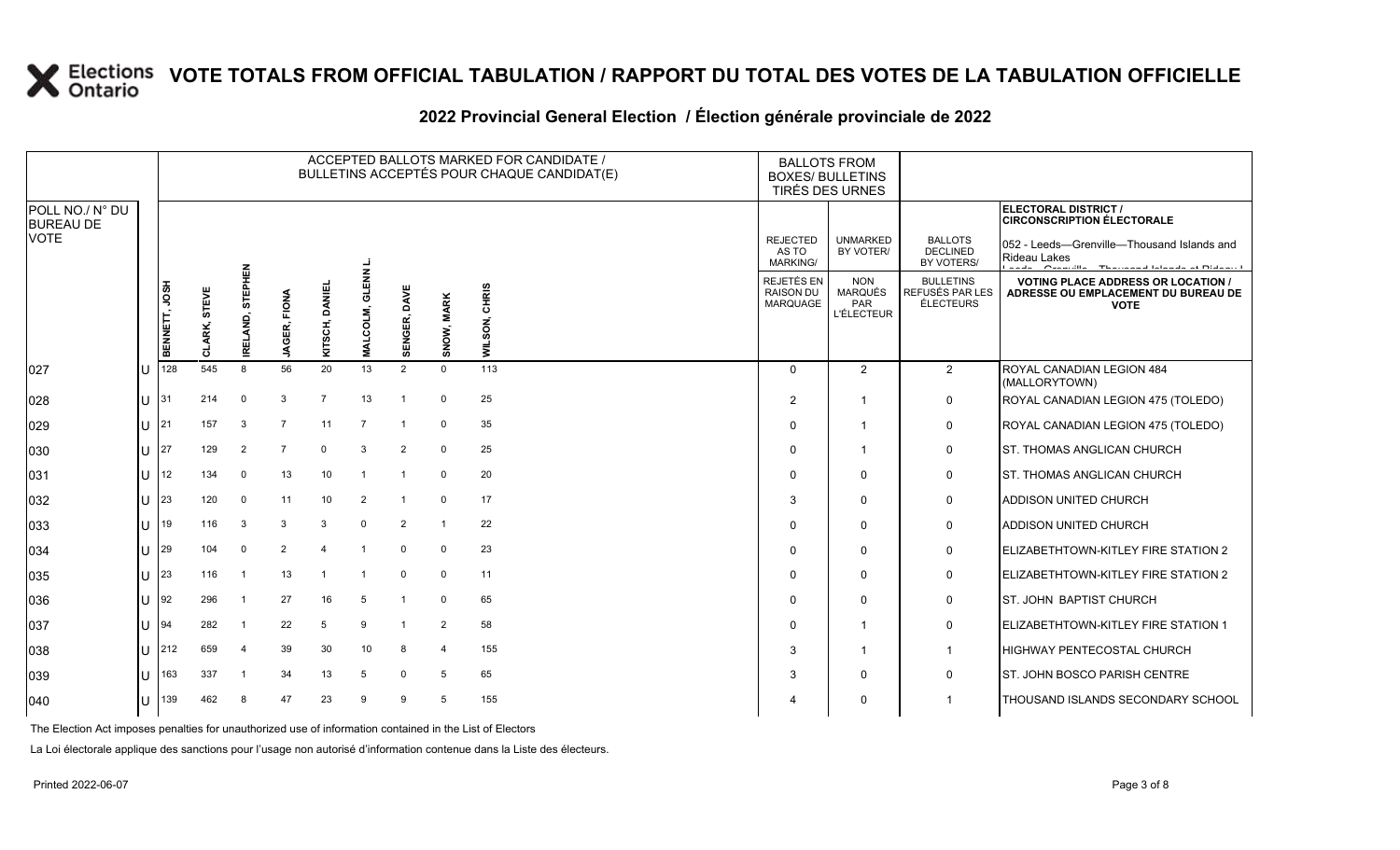# VOTE TOTALS FROM OFFICIAL TABULATION / RAPPORT DU TOTAL DES VOTES DE LA TABULATION OFFICIELLE

## 2022 Provincial General Election / Élection générale provinciale de 2022

ELECTORAL DISTRICT / CIRCONSCRIPTION ÉLECTORALE: 052 - Leeds—Grenville—Thousand Islands and Rideau Lakes

| POLL NO./ N° DU BUREAU DE VOTE | | ACCEPTED BALLOTS MARKED FOR CANDIDATE / BULLETINS ACCEPTÉS POUR CHAQUE CANDIDAT(E) | | | | | | | | | BALLOTS FROM BOXES/ BULLETINS TIRÉS DES URNES | | | |
|---|---|---|---|---|---|---|---|---|---|---|---|---|---|---|
| | | BENNETT, JOSH | CLARK, STEVE | IRELAND, STEPHEN | JAGER, FIONA | KITSCH, DANIEL | MALCOLM, GLENN L. | SENGER, DAVE | SNOW, MARK | WILSON, CHRIS | REJECTED AS TO MARKING/ REJETÉS EN RAISON DU MARQUAGE | UNMARKED BY VOTER/ NON MARQUÉS PAR L'ÉLECTEUR | BALLOTS DECLINED BY VOTERS/ BULLETINS REFUSÉS PAR LES ÉLECTEURS | VOTING PLACE ADDRESS OR LOCATION / ADRESSE OU EMPLACEMENT DU BUREAU DE VOTE |
| 027 | U | 128 | 545 | 8 | 56 | 20 | 13 | 2 | 0 | 113 | 0 | 2 | 2 | ROYAL CANADIAN LEGION 484 (MALLORYTOWN) |
| 028 | U | 31 | 214 | 0 | 3 | 7 | 13 | 1 | 0 | 25 | 2 | 1 | 0 | ROYAL CANADIAN LEGION 475 (TOLEDO) |
| 029 | U | 21 | 157 | 3 | 7 | 11 | 7 | 1 | 0 | 35 | 0 | 1 | 0 | ROYAL CANADIAN LEGION 475 (TOLEDO) |
| 030 | U | 27 | 129 | 2 | 7 | 0 | 3 | 2 | 0 | 25 | 0 | 1 | 0 | ST. THOMAS ANGLICAN CHURCH |
| 031 | U | 12 | 134 | 0 | 13 | 10 | 1 | 1 | 0 | 20 | 0 | 0 | 0 | ST. THOMAS ANGLICAN CHURCH |
| 032 | U | 23 | 120 | 0 | 11 | 10 | 2 | 1 | 0 | 17 | 3 | 0 | 0 | ADDISON UNITED CHURCH |
| 033 | U | 19 | 116 | 3 | 3 | 3 | 0 | 2 | 1 | 22 | 0 | 0 | 0 | ADDISON UNITED CHURCH |
| 034 | U | 29 | 104 | 0 | 2 | 4 | 1 | 0 | 0 | 23 | 0 | 0 | 0 | ELIZABETHTOWN-KITLEY FIRE STATION 2 |
| 035 | U | 23 | 116 | 1 | 13 | 1 | 1 | 0 | 0 | 11 | 0 | 0 | 0 | ELIZABETHTOWN-KITLEY FIRE STATION 2 |
| 036 | U | 92 | 296 | 1 | 27 | 16 | 5 | 1 | 0 | 65 | 0 | 0 | 0 | ST. JOHN BAPTIST CHURCH |
| 037 | U | 94 | 282 | 1 | 22 | 5 | 9 | 1 | 2 | 58 | 0 | 1 | 0 | ELIZABETHTOWN-KITLEY FIRE STATION 1 |
| 038 | U | 212 | 659 | 4 | 39 | 30 | 10 | 8 | 4 | 155 | 3 | 1 | 1 | HIGHWAY PENTECOSTAL CHURCH |
| 039 | U | 163 | 337 | 1 | 34 | 13 | 5 | 0 | 5 | 65 | 3 | 0 | 0 | ST. JOHN BOSCO PARISH CENTRE |
| 040 | U | 139 | 462 | 8 | 47 | 23 | 9 | 9 | 5 | 155 | 4 | 0 | 1 | THOUSAND ISLANDS SECONDARY SCHOOL |

The Election Act imposes penalties for unauthorized use of information contained in the List of Electors

La Loi électorale applique des sanctions pour l'usage non autorisé d'information contenue dans la Liste des électeurs.

Printed 2022-06-07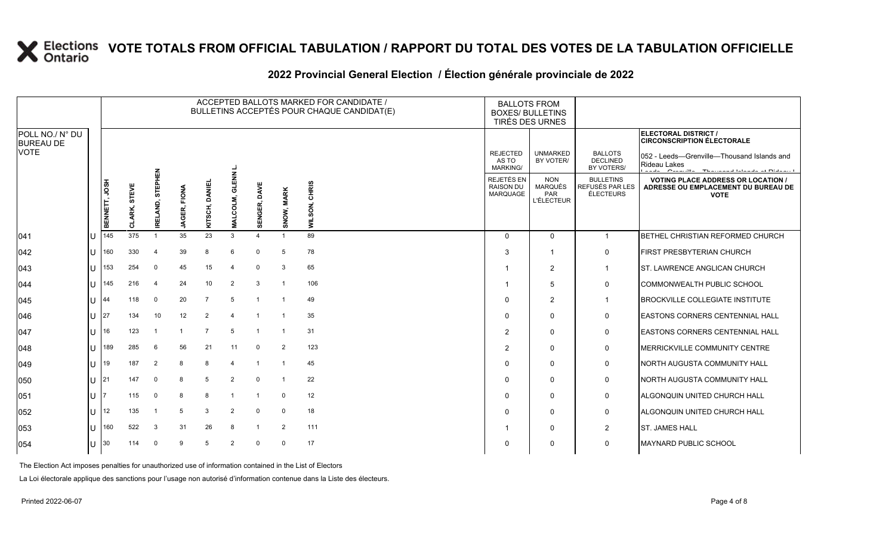# VOTE TOTALS FROM OFFICIAL TABULATION / RAPPORT DU TOTAL DES VOTES DE LA TABULATION OFFICIELLE

## 2022 Provincial General Election / Élection générale provinciale de 2022

ELECTORAL DISTRICT / CIRCONSCRIPTION ÉLECTORALE: 052 - Leeds—Grenville—Thousand Islands and Rideau Lakes

| POLL NO./ N° DU BUREAU DE VOTE | | ACCEPTED BALLOTS MARKED FOR CANDIDATE / BULLETINS ACCEPTÉS POUR CHAQUE CANDIDAT(E) | | | | | | | | | BALLOTS FROM BOXES/ BULLETINS TIRÉS DES URNES | | | |
|---|---|---|---|---|---|---|---|---|---|---|---|---|---|---|
| | | BENNETT, JOSH | CLARK, STEVE | IRELAND, STEPHEN | JAGER, FIONA | KITSCH, DANIEL | MALCOLM, GLENN L. | SENGER, DAVE | SNOW, MARK | WILSON, CHRIS | REJECTED AS TO MARKING/ REJETÉS EN RAISON DU MARQUAGE | UNMARKED BY VOTER/ NON MARQUÉS PAR L'ÉLECTEUR | BALLOTS DECLINED BY VOTERS/ BULLETINS REFUSÉS PAR LES ÉLECTEURS | VOTING PLACE ADDRESS OR LOCATION / ADRESSE OU EMPLACEMENT DU BUREAU DE VOTE |
| 041 | U | 145 | 375 | 1 | 35 | 23 | 3 | 4 | 1 | 89 | 0 | 0 | 1 | BETHEL CHRISTIAN REFORMED CHURCH |
| 042 | U | 160 | 330 | 4 | 39 | 8 | 6 | 0 | 5 | 78 | 3 | 1 | 0 | FIRST PRESBYTERIAN CHURCH |
| 043 | U | 153 | 254 | 0 | 45 | 15 | 4 | 0 | 3 | 65 | 1 | 2 | 1 | ST. LAWRENCE ANGLICAN CHURCH |
| 044 | U | 145 | 216 | 4 | 24 | 10 | 2 | 3 | 1 | 106 | 1 | 5 | 0 | COMMONWEALTH PUBLIC SCHOOL |
| 045 | U | 44 | 118 | 0 | 20 | 7 | 5 | 1 | 1 | 49 | 0 | 2 | 1 | BROCKVILLE COLLEGIATE INSTITUTE |
| 046 | U | 27 | 134 | 10 | 12 | 2 | 4 | 1 | 1 | 35 | 0 | 0 | 0 | EASTONS CORNERS CENTENNIAL HALL |
| 047 | U | 16 | 123 | 1 | 1 | 7 | 5 | 1 | 1 | 31 | 2 | 0 | 0 | EASTONS CORNERS CENTENNIAL HALL |
| 048 | U | 189 | 285 | 6 | 56 | 21 | 11 | 0 | 2 | 123 | 2 | 0 | 0 | MERRICKVILLE COMMUNITY CENTRE |
| 049 | U | 19 | 187 | 2 | 8 | 8 | 4 | 1 | 1 | 45 | 0 | 0 | 0 | NORTH AUGUSTA COMMUNITY HALL |
| 050 | U | 21 | 147 | 0 | 8 | 5 | 2 | 0 | 1 | 22 | 0 | 0 | 0 | NORTH AUGUSTA COMMUNITY HALL |
| 051 | U | 7 | 115 | 0 | 8 | 8 | 1 | 1 | 0 | 12 | 0 | 0 | 0 | ALGONQUIN UNITED CHURCH HALL |
| 052 | U | 12 | 135 | 1 | 5 | 3 | 2 | 0 | 0 | 18 | 0 | 0 | 0 | ALGONQUIN UNITED CHURCH HALL |
| 053 | U | 160 | 522 | 3 | 31 | 26 | 8 | 1 | 2 | 111 | 1 | 0 | 2 | ST. JAMES HALL |
| 054 | U | 30 | 114 | 0 | 9 | 5 | 2 | 0 | 0 | 17 | 0 | 0 | 0 | MAYNARD PUBLIC SCHOOL |

The Election Act imposes penalties for unauthorized use of information contained in the List of Electors

La Loi électorale applique des sanctions pour l'usage non autorisé d'information contenue dans la Liste des électeurs.

Printed 2022-06-07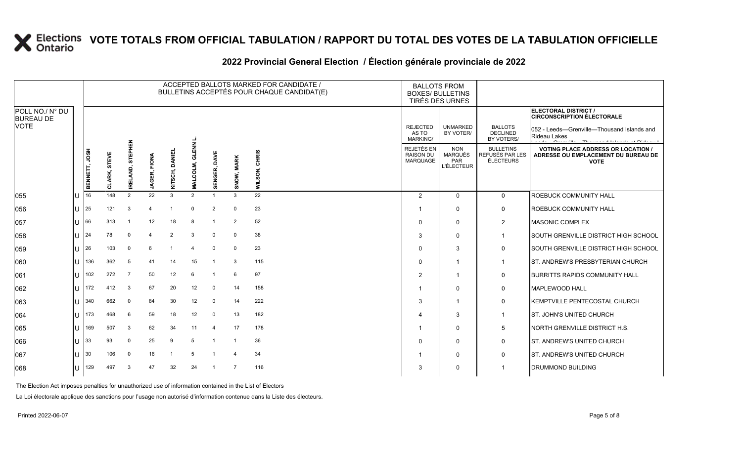# VOTE TOTALS FROM OFFICIAL TABULATION / RAPPORT DU TOTAL DES VOTES DE LA TABULATION OFFICIELLE

## 2022 Provincial General Election / Élection générale provinciale de 2022

ELECTORAL DISTRICT / CIRCONSCRIPTION ÉLECTORALE: 052 - Leeds—Grenville—Thousand Islands and Rideau Lakes

| POLL NO./ N° DU BUREAU DE VOTE | | ACCEPTED BALLOTS MARKED FOR CANDIDATE / BULLETINS ACCEPTÉS POUR CHAQUE CANDIDAT(E) | | | | | | | | | BALLOTS FROM BOXES/ BULLETINS TIRÉS DES URNES | | | |
|---|---|---|---|---|---|---|---|---|---|---|---|---|---|---|
| | | BENNETT, JOSH | CLARK, STEVE | IRELAND, STEPHEN | JAGER, FIONA | KITSCH, DANIEL | MALCOLM, GLENN L. | SENGER, DAVE | SNOW, MARK | WILSON, CHRIS | REJECTED AS TO MARKING/ REJETÉS EN RAISON DU MARQUAGE | UNMARKED BY VOTER/ NON MARQUÉS PAR L'ÉLECTEUR | BALLOTS DECLINED BY VOTERS/ BULLETINS REFUSÉS PAR LES ÉLECTEURS | VOTING PLACE ADDRESS OR LOCATION / ADRESSE OU EMPLACEMENT DU BUREAU DE VOTE |
| 055 | U | 16 | 148 | 2 | 22 | 3 | 2 | 1 | 3 | 22 | 2 | 0 | 0 | ROEBUCK COMMUNITY HALL |
| 056 | U | 25 | 121 | 3 | 4 | 1 | 0 | 2 | 0 | 23 | 1 | 0 | 0 | ROEBUCK COMMUNITY HALL |
| 057 | U | 66 | 313 | 1 | 12 | 18 | 8 | 1 | 2 | 52 | 0 | 0 | 2 | MASONIC COMPLEX |
| 058 | U | 24 | 78 | 0 | 4 | 2 | 3 | 0 | 0 | 38 | 3 | 0 | 1 | SOUTH GRENVILLE DISTRICT HIGH SCHOOL |
| 059 | U | 26 | 103 | 0 | 6 | 1 | 4 | 0 | 0 | 23 | 0 | 3 | 0 | SOUTH GRENVILLE DISTRICT HIGH SCHOOL |
| 060 | U | 136 | 362 | 5 | 41 | 14 | 15 | 1 | 3 | 115 | 0 | 1 | 1 | ST. ANDREW'S PRESBYTERIAN CHURCH |
| 061 | U | 102 | 272 | 7 | 50 | 12 | 6 | 1 | 6 | 97 | 2 | 1 | 0 | BURRITTS RAPIDS COMMUNITY HALL |
| 062 | U | 172 | 412 | 3 | 67 | 20 | 12 | 0 | 14 | 158 | 1 | 0 | 0 | MAPLEWOOD HALL |
| 063 | U | 340 | 662 | 0 | 84 | 30 | 12 | 0 | 14 | 222 | 3 | 1 | 0 | KEMPTVILLE PENTECOSTAL CHURCH |
| 064 | U | 173 | 468 | 6 | 59 | 18 | 12 | 0 | 13 | 182 | 4 | 3 | 1 | ST. JOHN'S UNITED CHURCH |
| 065 | U | 169 | 507 | 3 | 62 | 34 | 11 | 4 | 17 | 178 | 1 | 0 | 5 | NORTH GRENVILLE DISTRICT H.S. |
| 066 | U | 33 | 93 | 0 | 25 | 9 | 5 | 1 | 1 | 36 | 0 | 0 | 0 | ST. ANDREW'S UNITED CHURCH |
| 067 | U | 30 | 106 | 0 | 16 | 1 | 5 | 1 | 4 | 34 | 1 | 0 | 0 | ST. ANDREW'S UNITED CHURCH |
| 068 | U | 129 | 497 | 3 | 47 | 32 | 24 | 1 | 7 | 116 | 3 | 0 | 1 | DRUMMOND BUILDING |

The Election Act imposes penalties for unauthorized use of information contained in the List of Electors

La Loi électorale applique des sanctions pour l'usage non autorisé d'information contenue dans la Liste des électeurs.

Printed 2022-06-07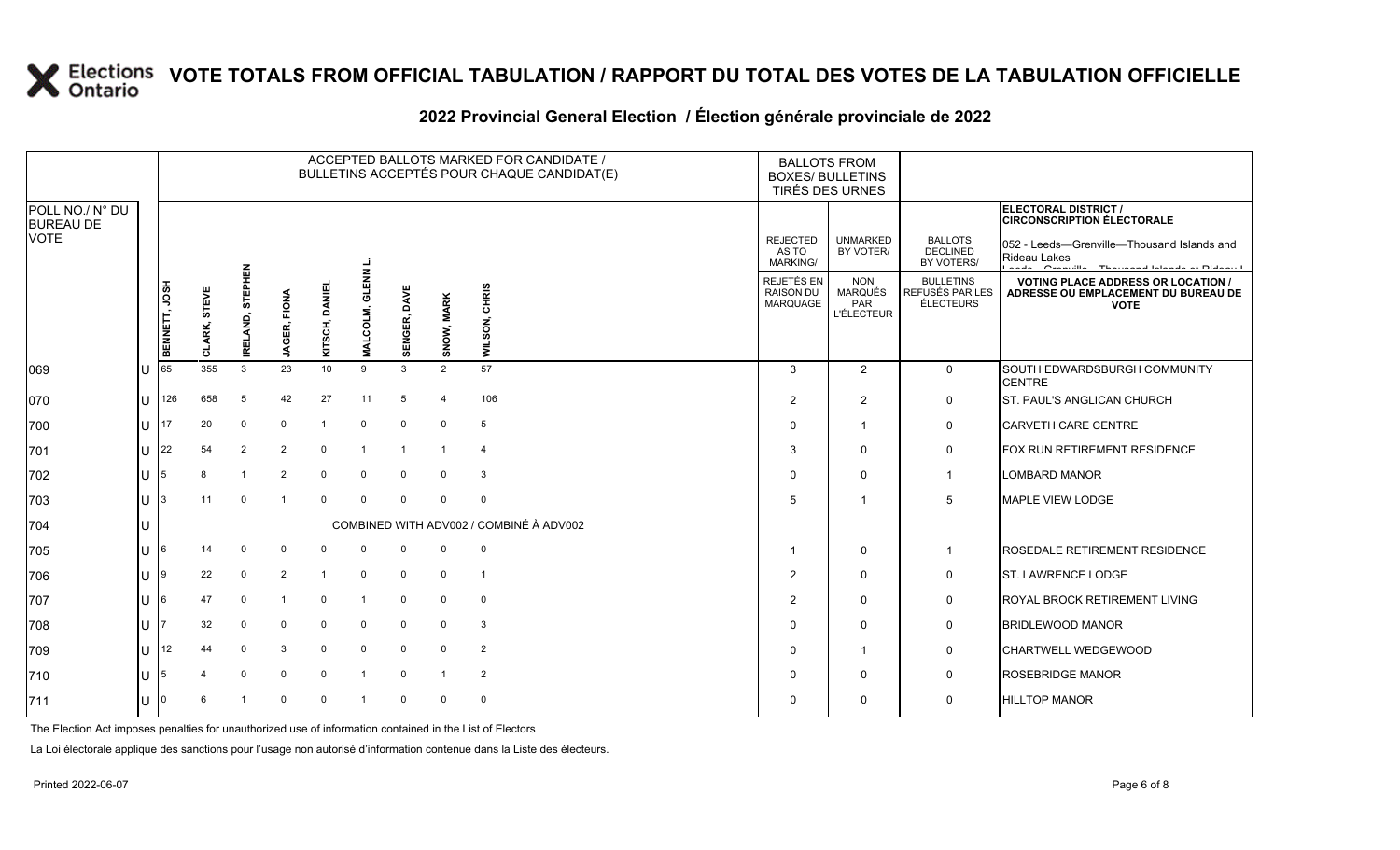# VOTE TOTALS FROM OFFICIAL TABULATION / RAPPORT DU TOTAL DES VOTES DE LA TABULATION OFFICIELLE

## 2022 Provincial General Election / Élection générale provinciale de 2022

**ELECTORAL DISTRICT / CIRCONSCRIPTION ÉLECTORALE**

052 - Leeds—Grenville—Thousand Islands and Rideau Lakes

| POLL NO./ N° DU BUREAU DE VOTE | | BENNETT, JOSH | CLARK, STEVE | IRELAND, STEPHEN | JAGER, FIONA | KITSCH, DANIEL | MALCOLM, GLENN L. | SENGER, DAVE | SNOW, MARK | WILSON, CHRIS | REJECTED AS TO MARKING/ REJETÉS EN RAISON DU MARQUAGE | UNMARKED BY VOTER/ NON MARQUÉS PAR L'ÉLECTEUR | BALLOTS DECLINED BY VOTERS/ BULLETINS REFUSÉS PAR LES ÉLECTEURS | VOTING PLACE ADDRESS OR LOCATION / ADRESSE OU EMPLACEMENT DU BUREAU DE VOTE |
|---|---|---|---|---|---|---|---|---|---|---|---|---|---|---|
| 069 | U | 65 | 355 | 3 | 23 | 10 | 9 | 3 | 2 | 57 | 3 | 2 | 0 | SOUTH EDWARDSBURGH COMMUNITY CENTRE |
| 070 | U | 126 | 658 | 5 | 42 | 27 | 11 | 5 | 4 | 106 | 2 | 2 | 0 | ST. PAUL'S ANGLICAN CHURCH |
| 700 | U | 17 | 20 | 0 | 0 | 1 | 0 | 0 | 0 | 5 | 0 | 1 | 0 | CARVETH CARE CENTRE |
| 701 | U | 22 | 54 | 2 | 2 | 0 | 1 | 1 | 1 | 4 | 3 | 0 | 0 | FOX RUN RETIREMENT RESIDENCE |
| 702 | U | 5 | 8 | 1 | 2 | 0 | 0 | 0 | 0 | 3 | 0 | 0 | 1 | LOMBARD MANOR |
| 703 | U | 3 | 11 | 0 | 1 | 0 | 0 | 0 | 0 | 0 | 5 | 1 | 5 | MAPLE VIEW LODGE |
| 704 | U | COMBINED WITH ADV002 / COMBINÉ À ADV002 | | | | | | | | | | | | |
| 705 | U | 6 | 14 | 0 | 0 | 0 | 0 | 0 | 0 | 0 | 1 | 0 | 1 | ROSEDALE RETIREMENT RESIDENCE |
| 706 | U | 9 | 22 | 0 | 2 | 1 | 0 | 0 | 0 | 1 | 2 | 0 | 0 | ST. LAWRENCE LODGE |
| 707 | U | 6 | 47 | 0 | 1 | 0 | 1 | 0 | 0 | 0 | 2 | 0 | 0 | ROYAL BROCK RETIREMENT LIVING |
| 708 | U | 7 | 32 | 0 | 0 | 0 | 0 | 0 | 0 | 3 | 0 | 0 | 0 | BRIDLEWOOD MANOR |
| 709 | U | 12 | 44 | 0 | 3 | 0 | 0 | 0 | 0 | 2 | 0 | 1 | 0 | CHARTWELL WEDGEWOOD |
| 710 | U | 5 | 4 | 0 | 0 | 0 | 1 | 0 | 1 | 2 | 0 | 0 | 0 | ROSEBRIDGE MANOR |
| 711 | U | 0 | 6 | 1 | 0 | 0 | 1 | 0 | 0 | 0 | 0 | 0 | 0 | HILLTOP MANOR |

The Election Act imposes penalties for unauthorized use of information contained in the List of Electors

La Loi électorale applique des sanctions pour l'usage non autorisé d'information contenue dans la Liste des électeurs.

Printed 2022-06-07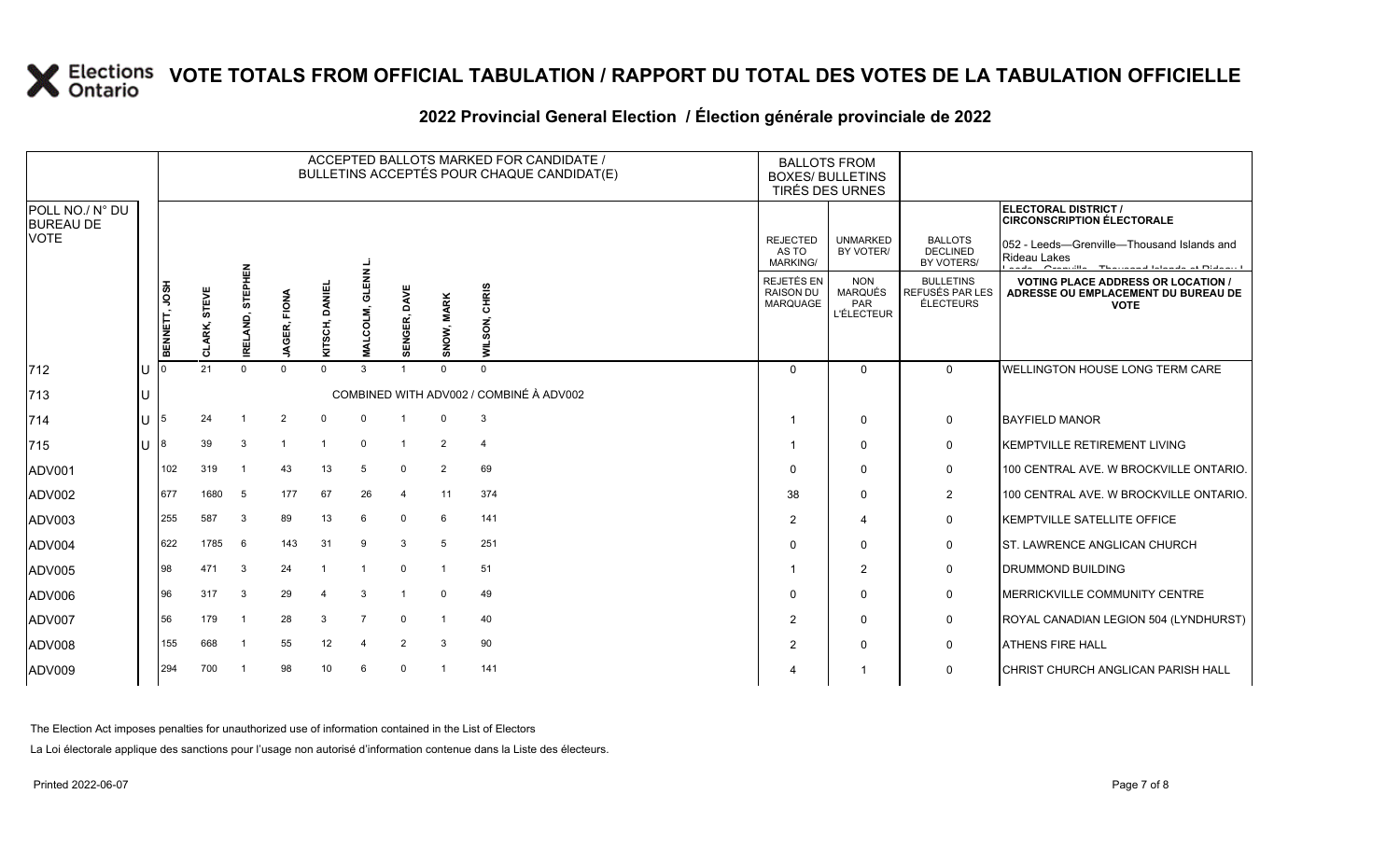# VOTE TOTALS FROM OFFICIAL TABULATION / RAPPORT DU TOTAL DES VOTES DE LA TABULATION OFFICIELLE

## 2022 Provincial General Election / Élection générale provinciale de 2022

ELECTORAL DISTRICT / CIRCONSCRIPTION ÉLECTORALE: 052 - Leeds—Grenville—Thousand Islands and Rideau Lakes / Leeds—Grenville—Thousand Islands et Rideau Lakes

| POLL NO./ N° DU BUREAU DE VOTE | | ACCEPTED BALLOTS MARKED FOR CANDIDATE / BULLETINS ACCEPTÉS POUR CHAQUE CANDIDAT(E) | | | | | | | | | BALLOTS FROM BOXES/ BULLETINS TIRÉS DES URNES | | | |
|---|---|---|---|---|---|---|---|---|---|---|---|---|---|---|
| | | BENNETT, JOSH | CLARK, STEVE | IRELAND, STEPHEN | JAGER, FIONA | KITSCH, DANIEL | MALCOLM, GLENN L. | SENGER, DAVE | SNOW, MARK | WILSON, CHRIS | REJECTED AS TO MARKING/ REJETÉS EN RAISON DU MARQUAGE | UNMARKED BY VOTER/ NON MARQUÉS PAR L'ÉLECTEUR | BALLOTS DECLINED BY VOTERS/ BULLETINS REFUSÉS PAR LES ÉLECTEURS | VOTING PLACE ADDRESS OR LOCATION / ADRESSE OU EMPLACEMENT DU BUREAU DE VOTE |
| 712 | U | 0 | 21 | 0 | 0 | 0 | 3 | 1 | 0 | 0 | 0 | 0 | 0 | WELLINGTON HOUSE LONG TERM CARE |
| 713 | U | COMBINED WITH ADV002 / COMBINÉ À ADV002 | | | | | | | | | | | | |
| 714 | U | 5 | 24 | 1 | 2 | 0 | 0 | 1 | 0 | 3 | 1 | 0 | 0 | BAYFIELD MANOR |
| 715 | U | 8 | 39 | 3 | 1 | 1 | 0 | 1 | 2 | 4 | 1 | 0 | 0 | KEMPTVILLE RETIREMENT LIVING |
| ADV001 | | 102 | 319 | 1 | 43 | 13 | 5 | 0 | 2 | 69 | 0 | 0 | 0 | 100 CENTRAL AVE. W BROCKVILLE ONTARIO. |
| ADV002 | | 677 | 1680 | 5 | 177 | 67 | 26 | 4 | 11 | 374 | 38 | 0 | 2 | 100 CENTRAL AVE. W BROCKVILLE ONTARIO. |
| ADV003 | | 255 | 587 | 3 | 89 | 13 | 6 | 0 | 6 | 141 | 2 | 4 | 0 | KEMPTVILLE SATELLITE OFFICE |
| ADV004 | | 622 | 1785 | 6 | 143 | 31 | 9 | 3 | 5 | 251 | 0 | 0 | 0 | ST. LAWRENCE ANGLICAN CHURCH |
| ADV005 | | 98 | 471 | 3 | 24 | 1 | 1 | 0 | 1 | 51 | 1 | 2 | 0 | DRUMMOND BUILDING |
| ADV006 | | 96 | 317 | 3 | 29 | 4 | 3 | 1 | 0 | 49 | 0 | 0 | 0 | MERRICKVILLE COMMUNITY CENTRE |
| ADV007 | | 56 | 179 | 1 | 28 | 3 | 7 | 0 | 1 | 40 | 2 | 0 | 0 | ROYAL CANADIAN LEGION 504 (LYNDHURST) |
| ADV008 | | 155 | 668 | 1 | 55 | 12 | 4 | 2 | 3 | 90 | 2 | 0 | 0 | ATHENS FIRE HALL |
| ADV009 | | 294 | 700 | 1 | 98 | 10 | 6 | 0 | 1 | 141 | 4 | 1 | 0 | CHRIST CHURCH ANGLICAN PARISH HALL |

The Election Act imposes penalties for unauthorized use of information contained in the List of Electors

La Loi électorale applique des sanctions pour l'usage non autorisé d'information contenue dans la Liste des électeurs.

Printed 2022-06-07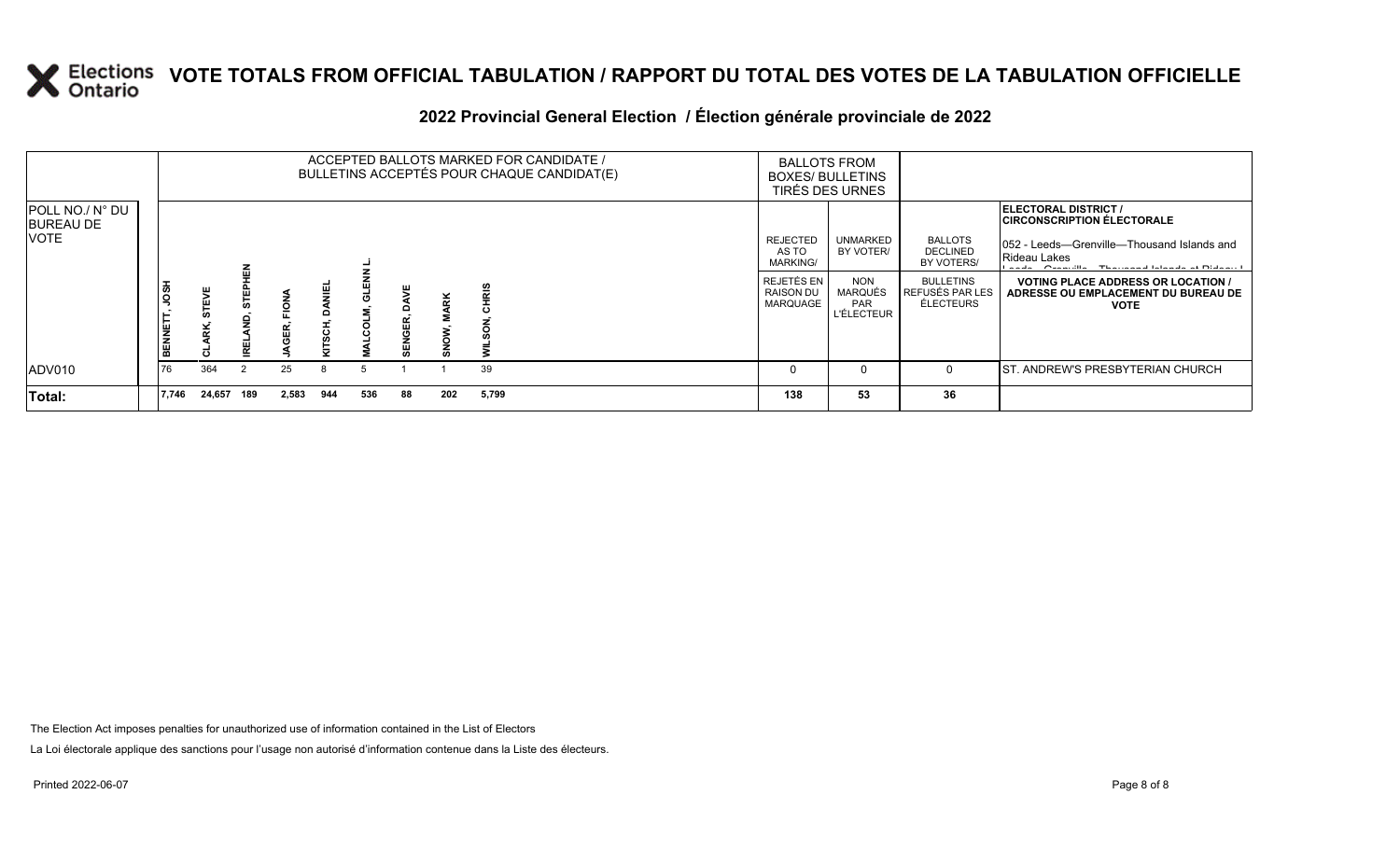# VOTE TOTALS FROM OFFICIAL TABULATION / RAPPORT DU TOTAL DES VOTES DE LA TABULATION OFFICIELLE

## 2022 Provincial General Election / Élection générale provinciale de 2022

| POLL NO./ N° DU BUREAU DE VOTE | ACCEPTED BALLOTS MARKED FOR CANDIDATE / BULLETINS ACCEPTÉS POUR CHAQUE CANDIDAT(E) | | | | | | | | | BALLOTS FROM BOXES/ BULLETINS TIRÉS DES URNES | | | ELECTORAL DISTRICT / CIRCONSCRIPTION ÉLECTORALE 052 - Leeds—Grenville—Thousand Islands and Rideau Lakes |
|---|---|---|---|---|---|---|---|---|---|---|---|---|---|
| | BENNETT, JOSH | CLARK, STEVE | IRELAND, STEPHEN | JAGER, FIONA | KITSCH, DANIEL | MALCOLM, GLENN L. | SENGER, DAVE | SNOW, MARK | WILSON, CHRIS | REJECTED AS TO MARKING/ REJETÉS EN RAISON DU MARQUAGE | UNMARKED BY VOTER/ NON MARQUÉS PAR L'ÉLECTEUR | BALLOTS DECLINED BY VOTERS/ BULLETINS REFUSÉS PAR LES ÉLECTEURS | VOTING PLACE ADDRESS OR LOCATION / ADRESSE OU EMPLACEMENT DU BUREAU DE VOTE |
| ADV010 | 76 | 364 | 2 | 25 | 8 | 5 | 1 | 1 | 39 | 0 | 0 | 0 | ST. ANDREW'S PRESBYTERIAN CHURCH |
| **Total:** | **7,746** | **24,657** | **189** | **2,583** | **944** | **536** | **88** | **202** | **5,799** | **138** | **53** | **36** | |

The Election Act imposes penalties for unauthorized use of information contained in the List of Electors

La Loi électorale applique des sanctions pour l'usage non autorisé d'information contenue dans la Liste des électeurs.

Printed 2022-06-07